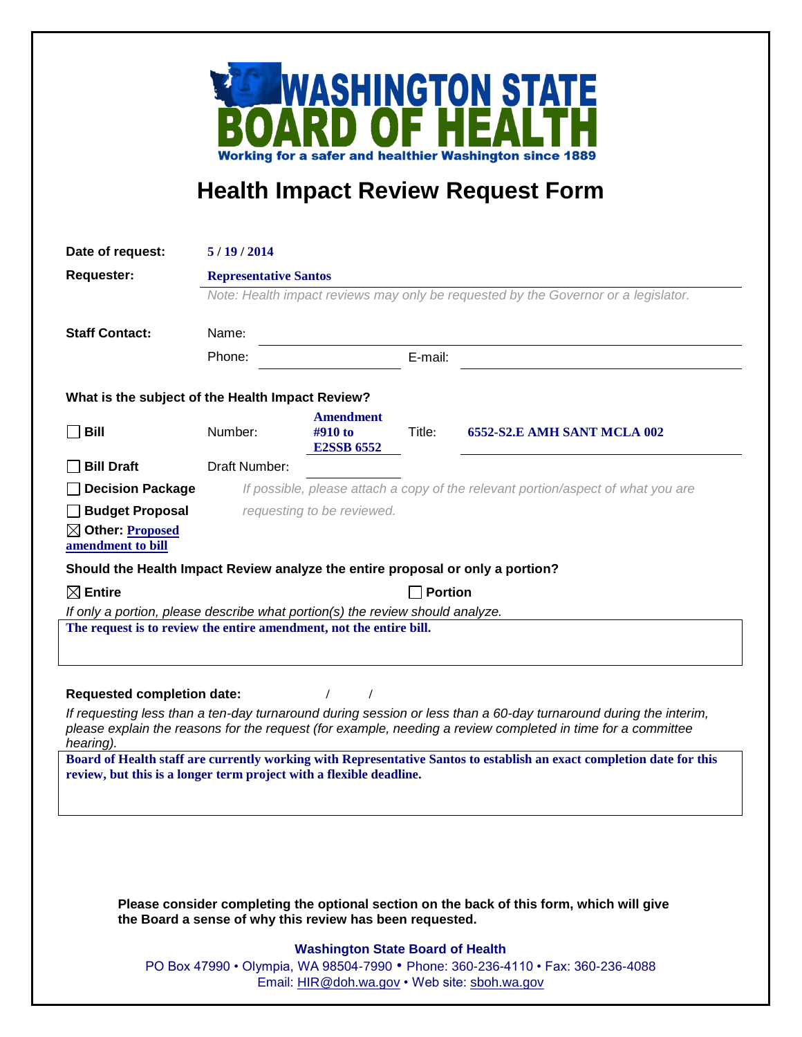# WASHINGTON STATE BOARD OF HEALTH

**Working for a safer and healthier Washington since 1889**

## Health Impact Review Request Form

**Date of request:** 5 / 19 / 2014

**Requester:** **Representative Santos**

*Note: Health impact reviews may only be requested by the Governor or a legislator.*

**Staff Contact:** Name: ______________________

Phone: ______________ E-mail: ______________

### What is the subject of the Health Impact Review?

- ☐ **Bill** Number: **Amendment #910 to E2SSB 6552** Title: **6552-S2.E AMH SANT MCLA 002**
- ☐ **Bill Draft** Draft Number: ______________
- ☐ **Decision Package**
- ☐ **Budget Proposal**
- ☒ **Other: Proposed amendment to bill**

*If possible, please attach a copy of the relevant portion/aspect of what you are requesting to be reviewed.*

### Should the Health Impact Review analyze the entire proposal or only a portion?

☒ **Entire** ☐ **Portion**

*If only a portion, please describe what portion(s) the review should analyze.*

**The request is to review the entire amendment, not the entire bill.**

**Requested completion date:** / /

*If requesting less than a ten-day turnaround during session or less than a 60-day turnaround during the interim, please explain the reasons for the request (for example, needing a review completed in time for a committee hearing).*

**Board of Health staff are currently working with Representative Santos to establish an exact completion date for this review, but this is a longer term project with a flexible deadline.**

**Please consider completing the optional section on the back of this form, which will give the Board a sense of why this review has been requested.**

**Washington State Board of Health**
PO Box 47990 • Olympia, WA 98504-7990 • Phone: 360-236-4110 • Fax: 360-236-4088
Email: HIR@doh.wa.gov • Web site: sboh.wa.gov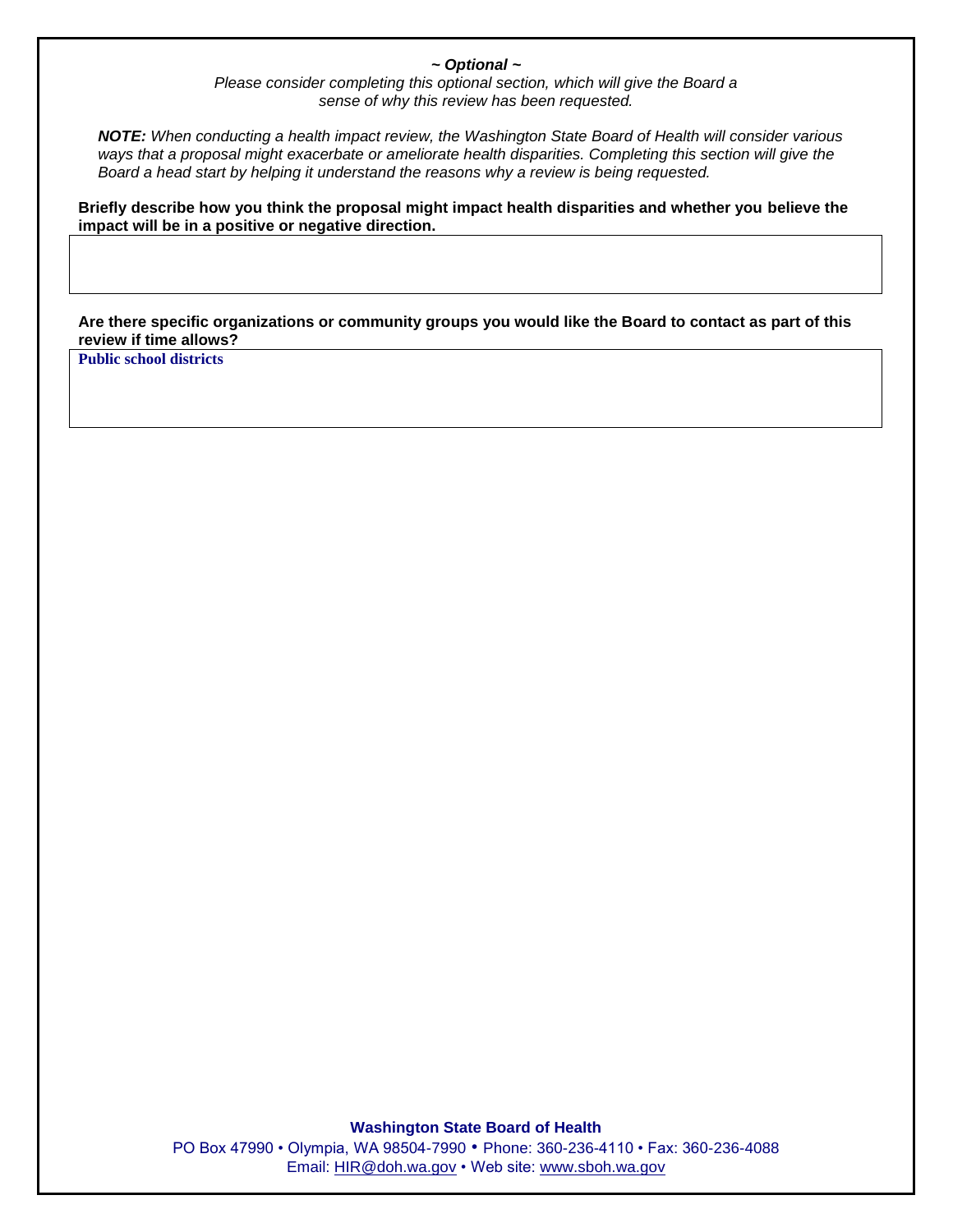***~ Optional ~***

*Please consider completing this optional section, which will give the Board a sense of why this review has been requested.*

***NOTE:*** *When conducting a health impact review, the Washington State Board of Health will consider various ways that a proposal might exacerbate or ameliorate health disparities. Completing this section will give the Board a head start by helping it understand the reasons why a review is being requested.*

**Briefly describe how you think the proposal might impact health disparities and whether you believe the impact will be in a positive or negative direction.**

**Are there specific organizations or community groups you would like the Board to contact as part of this review if time allows?**

**Public school districts**

**Washington State Board of Health**

PO Box 47990 • Olympia, WA 98504-7990 • Phone: 360-236-4110 • Fax: 360-236-4088

Email: HIR@doh.wa.gov • Web site: www.sboh.wa.gov